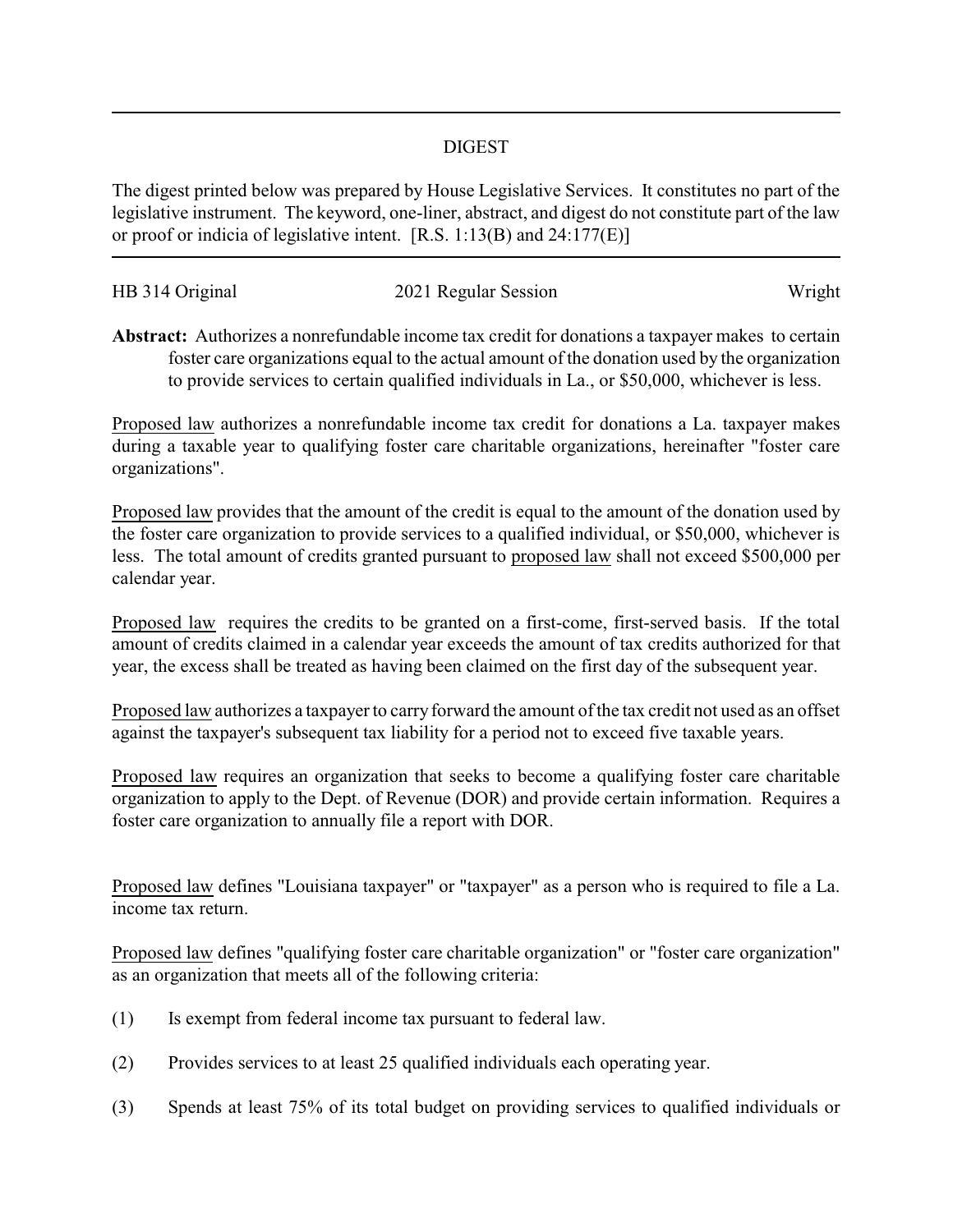## DIGEST

The digest printed below was prepared by House Legislative Services. It constitutes no part of the legislative instrument. The keyword, one-liner, abstract, and digest do not constitute part of the law or proof or indicia of legislative intent. [R.S. 1:13(B) and 24:177(E)]

| HB 314 Original | 2021 Regular Session | Wright |
| --- | --- | --- |

**Abstract:** Authorizes a nonrefundable income tax credit for donations a taxpayer makes to certain foster care organizations equal to the actual amount of the donation used by the organization to provide services to certain qualified individuals in La., or $50,000, whichever is less.

Proposed law authorizes a nonrefundable income tax credit for donations a La. taxpayer makes during a taxable year to qualifying foster care charitable organizations, hereinafter "foster care organizations".

Proposed law provides that the amount of the credit is equal to the amount of the donation used by the foster care organization to provide services to a qualified individual, or $50,000, whichever is less. The total amount of credits granted pursuant to proposed law shall not exceed $500,000 per calendar year.

Proposed law requires the credits to be granted on a first-come, first-served basis. If the total amount of credits claimed in a calendar year exceeds the amount of tax credits authorized for that year, the excess shall be treated as having been claimed on the first day of the subsequent year.

Proposed law authorizes a taxpayer to carry forward the amount of the tax credit not used as an offset against the taxpayer's subsequent tax liability for a period not to exceed five taxable years.

Proposed law requires an organization that seeks to become a qualifying foster care charitable organization to apply to the Dept. of Revenue (DOR) and provide certain information. Requires a foster care organization to annually file a report with DOR.

Proposed law defines "Louisiana taxpayer" or "taxpayer" as a person who is required to file a La. income tax return.

Proposed law defines "qualifying foster care charitable organization" or "foster care organization" as an organization that meets all of the following criteria:

(1) Is exempt from federal income tax pursuant to federal law.

(2) Provides services to at least 25 qualified individuals each operating year.

(3) Spends at least 75% of its total budget on providing services to qualified individuals or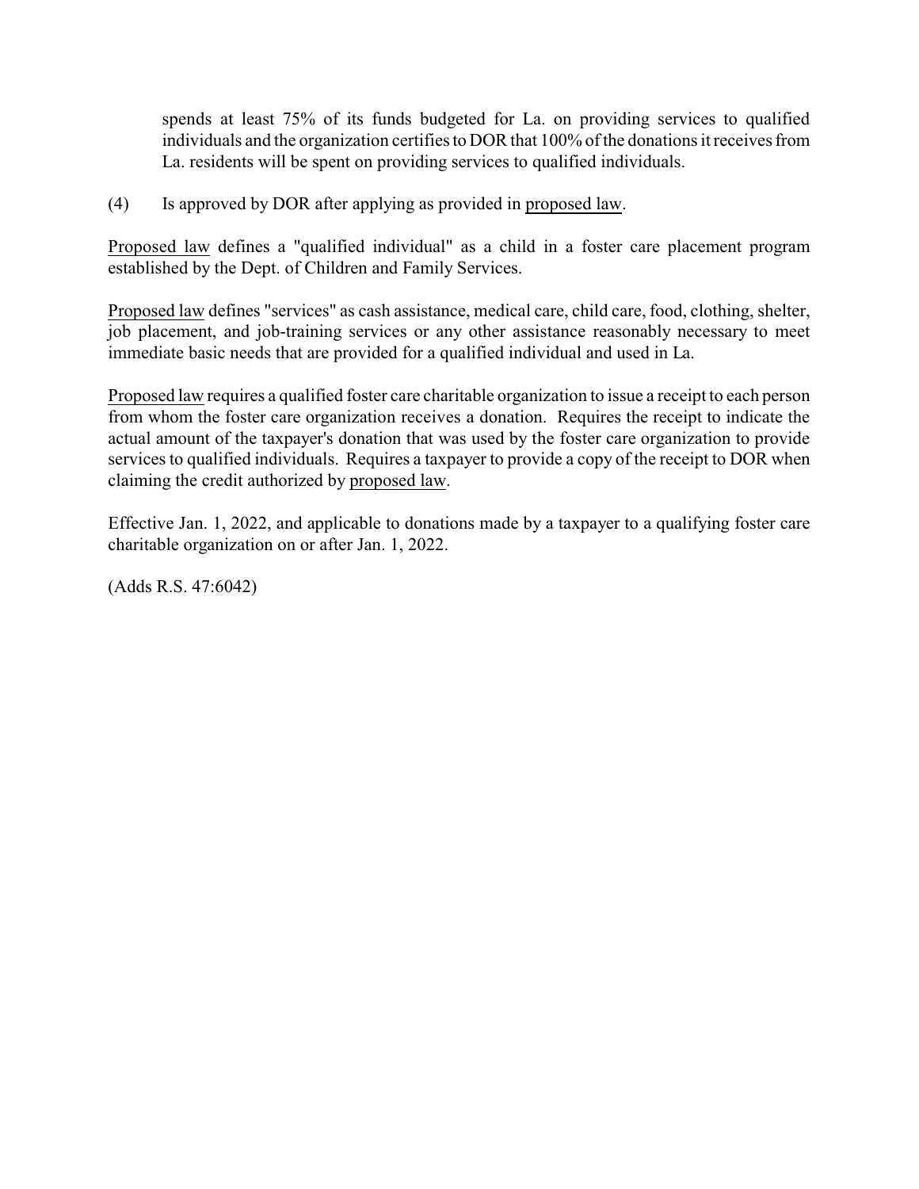spends at least 75% of its funds budgeted for La. on providing services to qualified individuals and the organization certifies to DOR that 100% of the donations it receives from La. residents will be spent on providing services to qualified individuals.

(4) Is approved by DOR after applying as provided in proposed law.

Proposed law defines a "qualified individual" as a child in a foster care placement program established by the Dept. of Children and Family Services.

Proposed law defines "services" as cash assistance, medical care, child care, food, clothing, shelter, job placement, and job-training services or any other assistance reasonably necessary to meet immediate basic needs that are provided for a qualified individual and used in La.

Proposed law requires a qualified foster care charitable organization to issue a receipt to each person from whom the foster care organization receives a donation. Requires the receipt to indicate the actual amount of the taxpayer's donation that was used by the foster care organization to provide services to qualified individuals. Requires a taxpayer to provide a copy of the receipt to DOR when claiming the credit authorized by proposed law.

Effective Jan. 1, 2022, and applicable to donations made by a taxpayer to a qualifying foster care charitable organization on or after Jan. 1, 2022.

(Adds R.S. 47:6042)